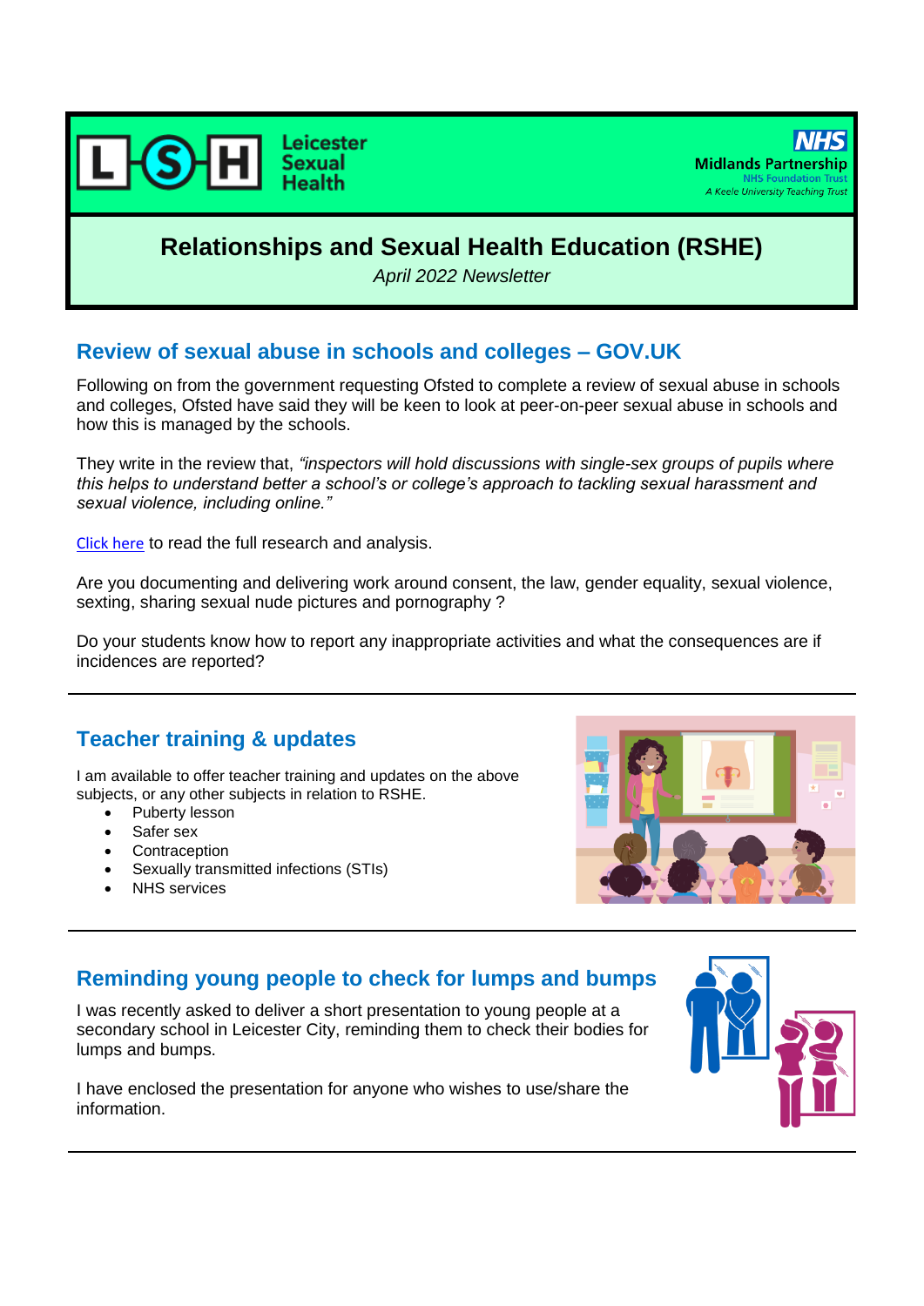Leicester Sexual Health

Midlands Partnership NHS Foundation Trust
*A Keele University Teaching Trust*

# Relationships and Sexual Health Education (RSHE)

*April 2022 Newsletter*

## Review of sexual abuse in schools and colleges – GOV.UK

Following on from the government requesting Ofsted to complete a review of sexual abuse in schools and colleges, Ofsted have said they will be keen to look at peer-on-peer sexual abuse in schools and how this is managed by the schools.

They write in the review that, *"inspectors will hold discussions with single-sex groups of pupils where this helps to understand better a school's or college's approach to tackling sexual harassment and sexual violence, including online."*

Click here to read the full research and analysis.

Are you documenting and delivering work around consent, the law, gender equality, sexual violence, sexting, sharing sexual nude pictures and pornography ?

Do your students know how to report any inappropriate activities and what the consequences are if incidences are reported?

---

## Teacher training & updates

I am available to offer teacher training and updates on the above subjects, or any other subjects in relation to RSHE.

- Puberty lesson
- Safer sex
- Contraception
- Sexually transmitted infections (STIs)
- NHS services

---

## Reminding young people to check for lumps and bumps

I was recently asked to deliver a short presentation to young people at a secondary school in Leicester City, reminding them to check their bodies for lumps and bumps.

I have enclosed the presentation for anyone who wishes to use/share the information.

---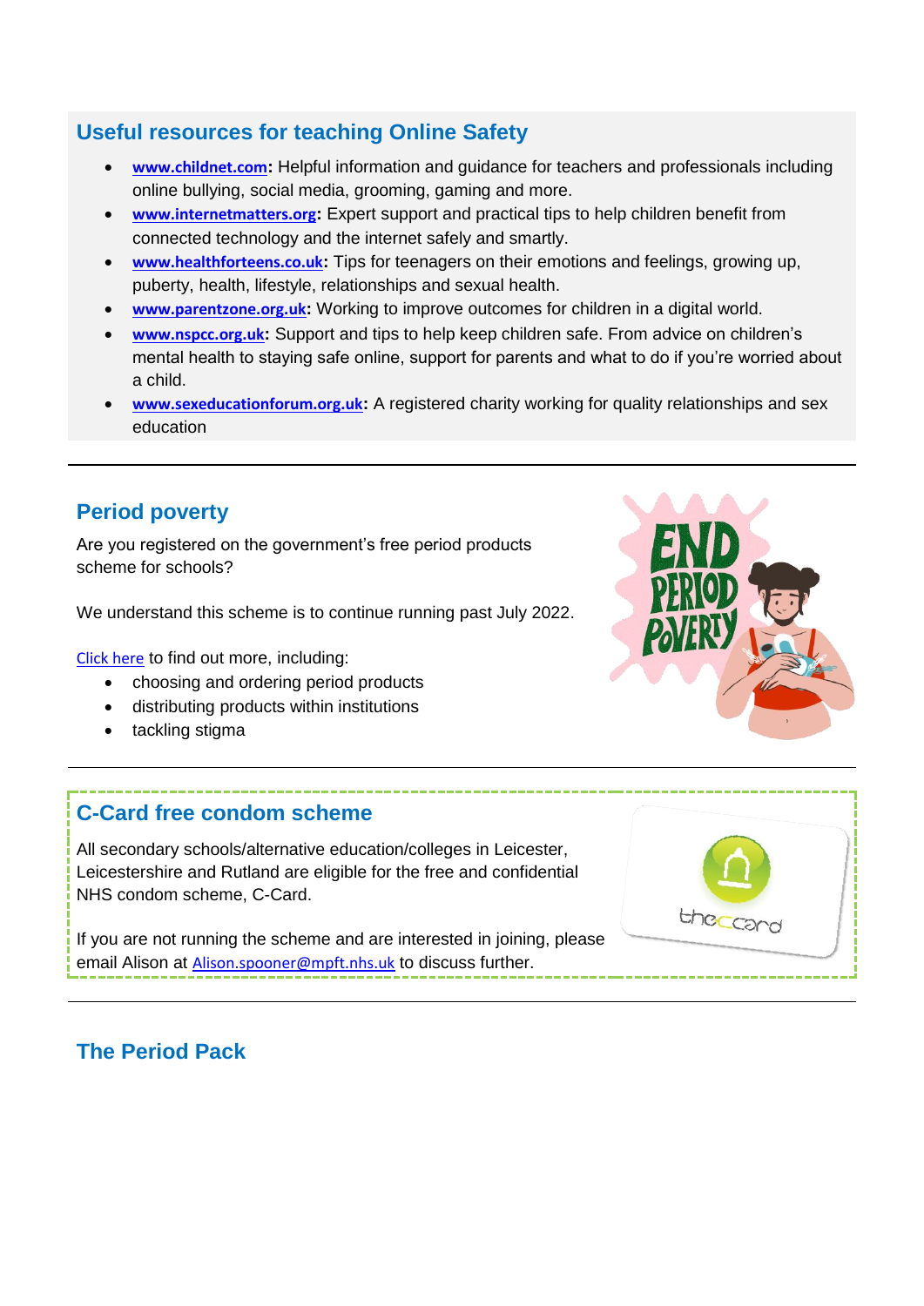## Useful resources for teaching Online Safety

- **www.childnet.com:** Helpful information and guidance for teachers and professionals including online bullying, social media, grooming, gaming and more.
- **www.internetmatters.org:** Expert support and practical tips to help children benefit from connected technology and the internet safely and smartly.
- **www.healthforteens.co.uk:** Tips for teenagers on their emotions and feelings, growing up, puberty, health, lifestyle, relationships and sexual health.
- **www.parentzone.org.uk:** Working to improve outcomes for children in a digital world.
- **www.nspcc.org.uk:** Support and tips to help keep children safe. From advice on children's mental health to staying safe online, support for parents and what to do if you're worried about a child.
- **www.sexeducationforum.org.uk:** A registered charity working for quality relationships and sex education

---

## Period poverty

Are you registered on the government's free period products scheme for schools?

We understand this scheme is to continue running past July 2022.

Click here to find out more, including:

- choosing and ordering period products
- distributing products within institutions
- tackling stigma

---

## C-Card free condom scheme

All secondary schools/alternative education/colleges in Leicester, Leicestershire and Rutland are eligible for the free and confidential NHS condom scheme, C-Card.

If you are not running the scheme and are interested in joining, please email Alison at Alison.spooner@mpft.nhs.uk to discuss further.

---

## The Period Pack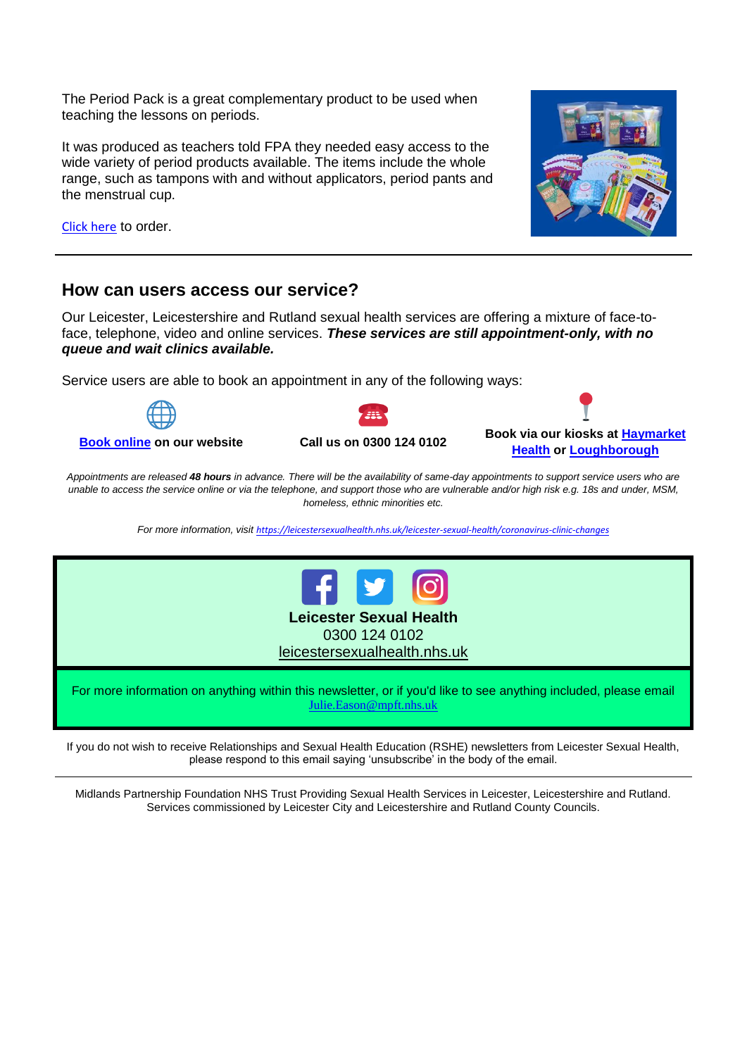The Period Pack is a great complementary product to be used when teaching the lessons on periods.

It was produced as teachers told FPA they needed easy access to the wide variety of period products available. The items include the whole range, such as tampons with and without applicators, period pants and the menstrual cup.

Click here to order.

---

## How can users access our service?

Our Leicester, Leicestershire and Rutland sexual health services are offering a mixture of face-to-face, telephone, video and online services. ***These services are still appointment-only, with no queue and wait clinics available.***

Service users are able to book an appointment in any of the following ways:

**Book online on our website**

**Call us on 0300 124 0102**

**Book via our kiosks at Haymarket Health or Loughborough**

*Appointments are released **48 hours** in advance. There will be the availability of same-day appointments to support service users who are unable to access the service online or via the telephone, and support those who are vulnerable and/or high risk e.g. 18s and under, MSM, homeless, ethnic minorities etc.*

*For more information, visit https://leicestersexualhealth.nhs.uk/leicester-sexual-health/coronavirus-clinic-changes*

**Leicester Sexual Health**
0300 124 0102
leicestersexualhealth.nhs.uk

For more information on anything within this newsletter, or if you'd like to see anything included, please email Julie.Eason@mpft.nhs.uk

If you do not wish to receive Relationships and Sexual Health Education (RSHE) newsletters from Leicester Sexual Health, please respond to this email saying 'unsubscribe' in the body of the email.

---

Midlands Partnership Foundation NHS Trust Providing Sexual Health Services in Leicester, Leicestershire and Rutland. Services commissioned by Leicester City and Leicestershire and Rutland County Councils.